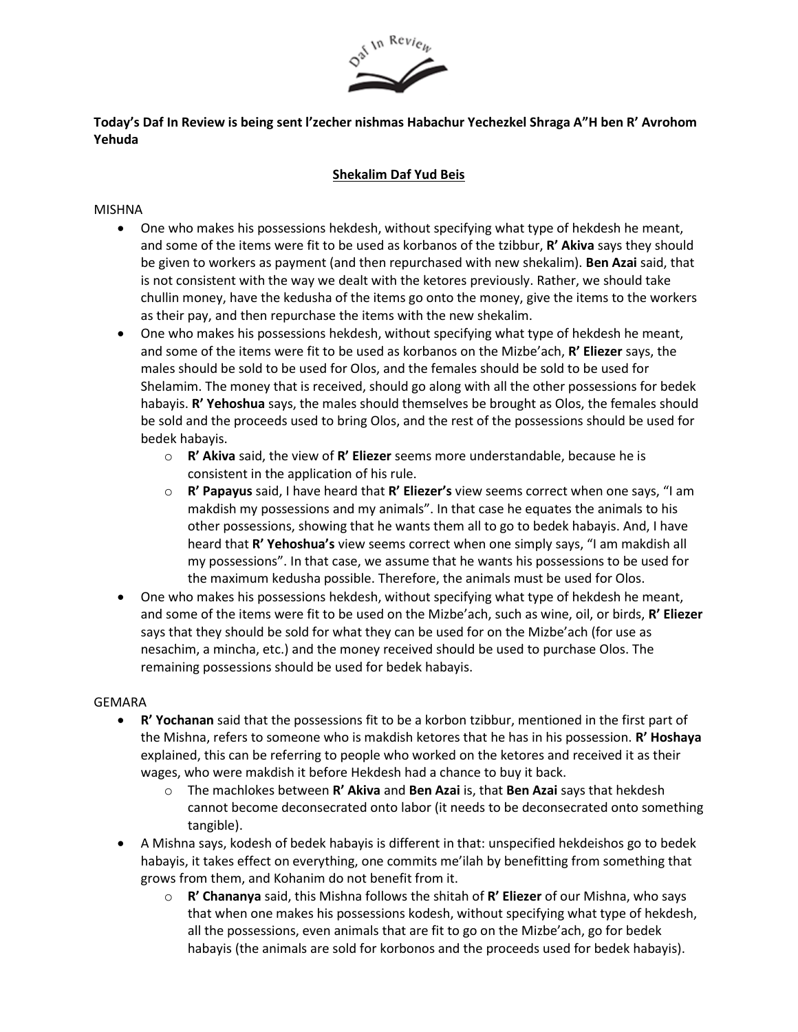**Today's Daf In Review is being sent l'zecher nishmas Habachur Yechezkel Shraga A"H ben R' Avrohom Yehuda**

## Shekalim Daf Yud Beis

MISHNA

- One who makes his possessions hekdesh, without specifying what type of hekdesh he meant, and some of the items were fit to be used as korbanos of the tzibbur, **R' Akiva** says they should be given to workers as payment (and then repurchased with new shekalim). **Ben Azai** said, that is not consistent with the way we dealt with the ketores previously. Rather, we should take chullin money, have the kedusha of the items go onto the money, give the items to the workers as their pay, and then repurchase the items with the new shekalim.
- One who makes his possessions hekdesh, without specifying what type of hekdesh he meant, and some of the items were fit to be used as korbanos on the Mizbe'ach, **R' Eliezer** says, the males should be sold to be used for Olos, and the females should be sold to be used for Shelamim. The money that is received, should go along with all the other possessions for bedek habayis. **R' Yehoshua** says, the males should themselves be brought as Olos, the females should be sold and the proceeds used to bring Olos, and the rest of the possessions should be used for bedek habayis.
    - **R' Akiva** said, the view of **R' Eliezer** seems more understandable, because he is consistent in the application of his rule.
    - **R' Papayus** said, I have heard that **R' Eliezer's** view seems correct when one says, "I am makdish my possessions and my animals". In that case he equates the animals to his other possessions, showing that he wants them all to go to bedek habayis. And, I have heard that **R' Yehoshua's** view seems correct when one simply says, "I am makdish all my possessions". In that case, we assume that he wants his possessions to be used for the maximum kedusha possible. Therefore, the animals must be used for Olos.
- One who makes his possessions hekdesh, without specifying what type of hekdesh he meant, and some of the items were fit to be used on the Mizbe'ach, such as wine, oil, or birds, **R' Eliezer** says that they should be sold for what they can be used for on the Mizbe'ach (for use as nesachim, a mincha, etc.) and the money received should be used to purchase Olos. The remaining possessions should be used for bedek habayis.

GEMARA

- **R' Yochanan** said that the possessions fit to be a korbon tzibbur, mentioned in the first part of the Mishna, refers to someone who is makdish ketores that he has in his possession. **R' Hoshaya** explained, this can be referring to people who worked on the ketores and received it as their wages, who were makdish it before Hekdesh had a chance to buy it back.
    - The machlokes between **R' Akiva** and **Ben Azai** is, that **Ben Azai** says that hekdesh cannot become deconsecrated onto labor (it needs to be deconsecrated onto something tangible).
- A Mishna says, kodesh of bedek habayis is different in that: unspecified hekdeishos go to bedek habayis, it takes effect on everything, one commits me'ilah by benefitting from something that grows from them, and Kohanim do not benefit from it.
    - **R' Chananya** said, this Mishna follows the shitah of **R' Eliezer** of our Mishna, who says that when one makes his possessions kodesh, without specifying what type of hekdesh, all the possessions, even animals that are fit to go on the Mizbe'ach, go for bedek habayis (the animals are sold for korbonos and the proceeds used for bedek habayis).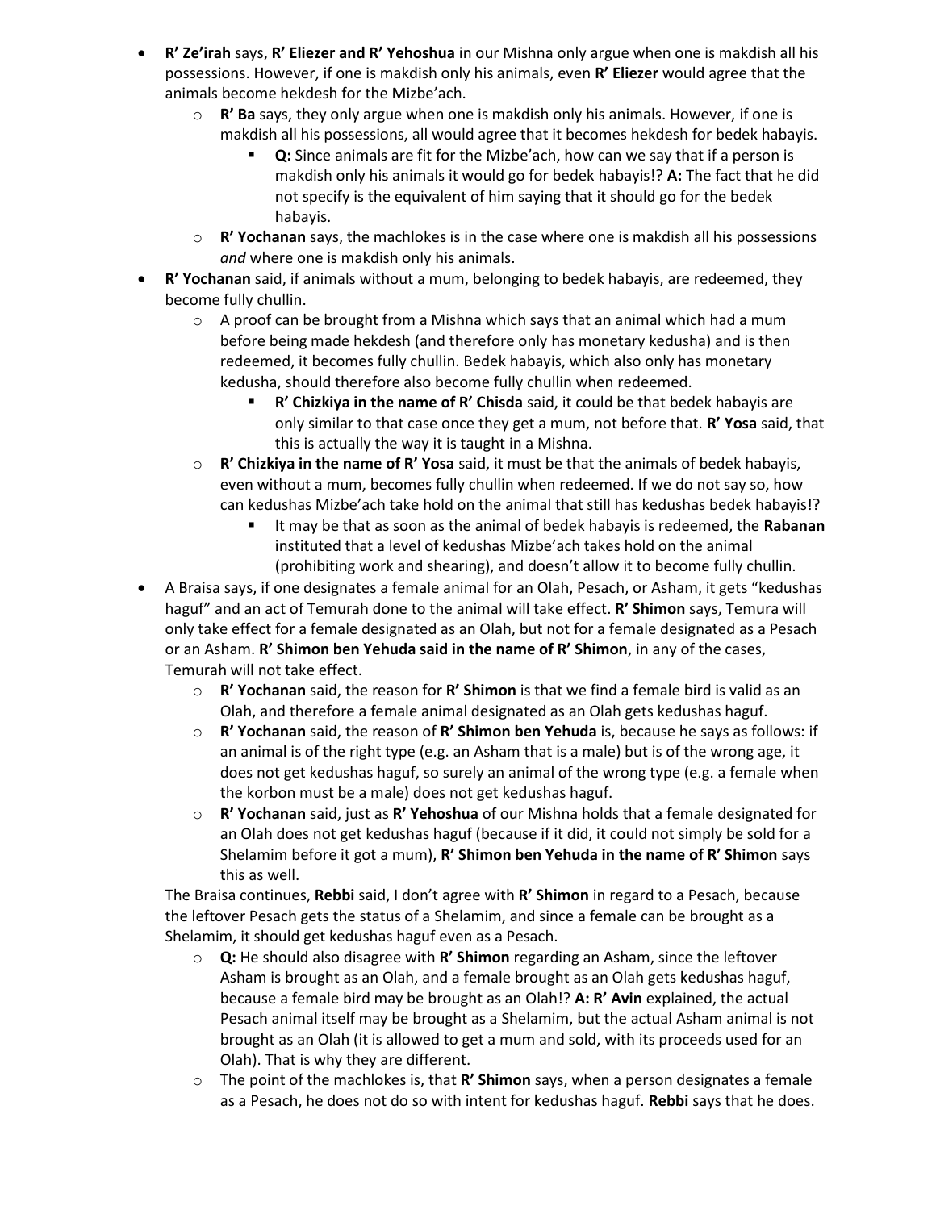- **R' Ze'irah** says, **R' Eliezer and R' Yehoshua** in our Mishna only argue when one is makdish all his possessions. However, if one is makdish only his animals, even **R' Eliezer** would agree that the animals become hekdesh for the Mizbe'ach.
    - **R' Ba** says, they only argue when one is makdish only his animals. However, if one is makdish all his possessions, all would agree that it becomes hekdesh for bedek habayis.
        - **Q:** Since animals are fit for the Mizbe'ach, how can we say that if a person is makdish only his animals it would go for bedek habayis!? **A:** The fact that he did not specify is the equivalent of him saying that it should go for the bedek habayis.
    - **R' Yochanan** says, the machlokes is in the case where one is makdish all his possessions *and* where one is makdish only his animals.
- **R' Yochanan** said, if animals without a mum, belonging to bedek habayis, are redeemed, they become fully chullin.
    - A proof can be brought from a Mishna which says that an animal which had a mum before being made hekdesh (and therefore only has monetary kedusha) and is then redeemed, it becomes fully chullin. Bedek habayis, which also only has monetary kedusha, should therefore also become fully chullin when redeemed.
        - **R' Chizkiya in the name of R' Chisda** said, it could be that bedek habayis are only similar to that case once they get a mum, not before that. **R' Yosa** said, that this is actually the way it is taught in a Mishna.
    - **R' Chizkiya in the name of R' Yosa** said, it must be that the animals of bedek habayis, even without a mum, becomes fully chullin when redeemed. If we do not say so, how can kedushas Mizbe'ach take hold on the animal that still has kedushas bedek habayis!?
        - It may be that as soon as the animal of bedek habayis is redeemed, the **Rabanan** instituted that a level of kedushas Mizbe'ach takes hold on the animal (prohibiting work and shearing), and doesn't allow it to become fully chullin.
- A Braisa says, if one designates a female animal for an Olah, Pesach, or Asham, it gets "kedushas haguf" and an act of Temurah done to the animal will take effect. **R' Shimon** says, Temura will only take effect for a female designated as an Olah, but not for a female designated as a Pesach or an Asham. **R' Shimon ben Yehuda said in the name of R' Shimon**, in any of the cases, Temurah will not take effect.
    - **R' Yochanan** said, the reason for **R' Shimon** is that we find a female bird is valid as an Olah, and therefore a female animal designated as an Olah gets kedushas haguf.
    - **R' Yochanan** said, the reason of **R' Shimon ben Yehuda** is, because he says as follows: if an animal is of the right type (e.g. an Asham that is a male) but is of the wrong age, it does not get kedushas haguf, so surely an animal of the wrong type (e.g. a female when the korbon must be a male) does not get kedushas haguf.
    - **R' Yochanan** said, just as **R' Yehoshua** of our Mishna holds that a female designated for an Olah does not get kedushas haguf (because if it did, it could not simply be sold for a Shelamim before it got a mum), **R' Shimon ben Yehuda in the name of R' Shimon** says this as well.

  The Braisa continues, **Rebbi** said, I don't agree with **R' Shimon** in regard to a Pesach, because the leftover Pesach gets the status of a Shelamim, and since a female can be brought as a Shelamim, it should get kedushas haguf even as a Pesach.
    - **Q:** He should also disagree with **R' Shimon** regarding an Asham, since the leftover Asham is brought as an Olah, and a female brought as an Olah gets kedushas haguf, because a female bird may be brought as an Olah!? **A: R' Avin** explained, the actual Pesach animal itself may be brought as a Shelamim, but the actual Asham animal is not brought as an Olah (it is allowed to get a mum and sold, with its proceeds used for an Olah). That is why they are different.
    - The point of the machlokes is, that **R' Shimon** says, when a person designates a female as a Pesach, he does not do so with intent for kedushas haguf. **Rebbi** says that he does.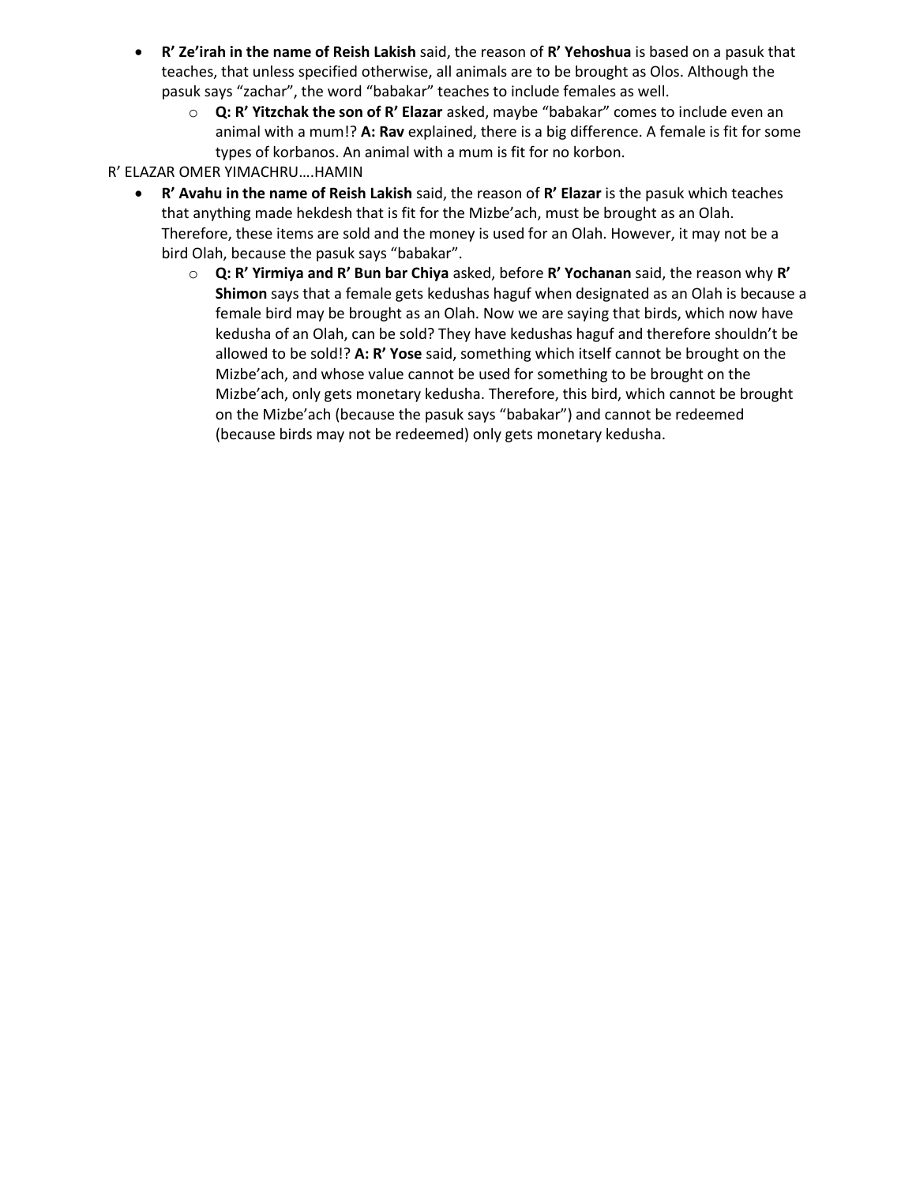- **R' Ze'irah in the name of Reish Lakish** said, the reason of **R' Yehoshua** is based on a pasuk that teaches, that unless specified otherwise, all animals are to be brought as Olos. Although the pasuk says "zachar", the word "babakar" teaches to include females as well.
    - **Q: R' Yitzchak the son of R' Elazar** asked, maybe "babakar" comes to include even an animal with a mum!? **A: Rav** explained, there is a big difference. A female is fit for some types of korbanos. An animal with a mum is fit for no korbon.

R' ELAZAR OMER YIMACHRU….HAMIN

- **R' Avahu in the name of Reish Lakish** said, the reason of **R' Elazar** is the pasuk which teaches that anything made hekdesh that is fit for the Mizbe'ach, must be brought as an Olah. Therefore, these items are sold and the money is used for an Olah. However, it may not be a bird Olah, because the pasuk says "babakar".
    - **Q: R' Yirmiya and R' Bun bar Chiya** asked, before **R' Yochanan** said, the reason why **R' Shimon** says that a female gets kedushas haguf when designated as an Olah is because a female bird may be brought as an Olah. Now we are saying that birds, which now have kedusha of an Olah, can be sold? They have kedushas haguf and therefore shouldn't be allowed to be sold!? **A: R' Yose** said, something which itself cannot be brought on the Mizbe'ach, and whose value cannot be used for something to be brought on the Mizbe'ach, only gets monetary kedusha. Therefore, this bird, which cannot be brought on the Mizbe'ach (because the pasuk says "babakar") and cannot be redeemed (because birds may not be redeemed) only gets monetary kedusha.